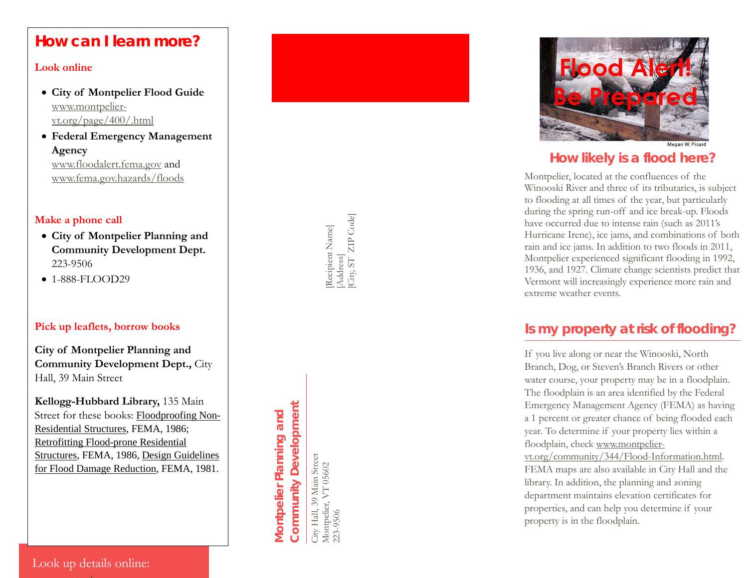## How can I learn more?

### Look online

- **City of Montpelier Flood Guide** www.montpelier-vt.org/page/400/.html
- **Federal Emergency Management Agency** www.floodalert.fema.gov and www.fema.gov.hazards/floods

### Make a phone call

- **City of Montpelier Planning and Community Development Dept.** 223-9506
- 1-888-FLOOD29

### Pick up leaflets, borrow books

**City of Montpelier Planning and Community Development Dept.,** City Hall, 39 Main Street

**Kellogg-Hubbard Library,** 135 Main Street for these books: Floodproofing Non-Residential Structures, FEMA, 1986; Retrofitting Flood-prone Residential Structures, FEMA, 1986, Design Guidelines for Flood Damage Reduction, FEMA, 1981.

Look up details online:

[Recipient Name]
[Address]
[City, ST ZIP Code]

**Montpelier Planning and Community Development**

City Hall, 39 Main Street
Montpelier, VT 05602
223-9506

# Flood Alert! Be Prepared

Megan W. Picard

## How likely is a flood here?

Montpelier, located at the confluences of the Winooski River and three of its tributaries, is subject to flooding at all times of the year, but particularly during the spring run-off and ice break-up. Floods have occurred due to intense rain (such as 2011's Hurricane Irene), ice jams, and combinations of both rain and ice jams. In addition to two floods in 2011, Montpelier experienced significant flooding in 1992, 1936, and 1927. Climate change scientists predict that Vermont will increasingly experience more rain and extreme weather events.

## Is my property at risk of flooding?

If you live along or near the Winooski, North Branch, Dog, or Steven's Branch Rivers or other water course, your property may be in a floodplain. The floodplain is an area identified by the Federal Emergency Management Agency (FEMA) as having a 1 percent or greater chance of being flooded each year. To determine if your property lies within a floodplain, check www.montpelier-vt.org/community/344/Flood-Information.html. FEMA maps are also available in City Hall and the library. In addition, the planning and zoning department maintains elevation certificates for properties, and can help you determine if your property is in the floodplain.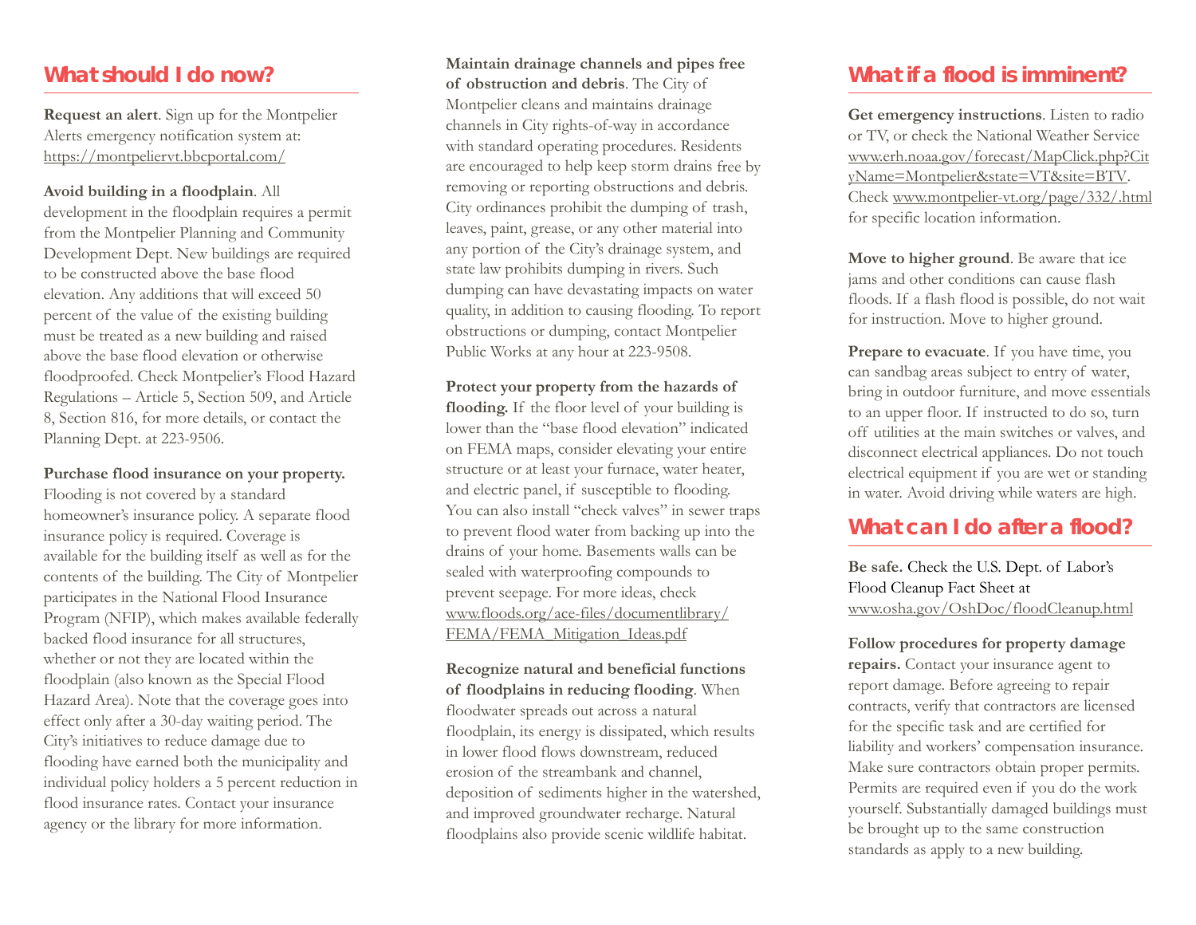## What should I do now?

**Request an alert**. Sign up for the Montpelier Alerts emergency notification system at: https://montpeliervt.bbcportal.com/

**Avoid building in a floodplain**. All development in the floodplain requires a permit from the Montpelier Planning and Community Development Dept. New buildings are required to be constructed above the base flood elevation. Any additions that will exceed 50 percent of the value of the existing building must be treated as a new building and raised above the base flood elevation or otherwise floodproofed. Check Montpelier's Flood Hazard Regulations – Article 5, Section 509, and Article 8, Section 816, for more details, or contact the Planning Dept. at 223-9506.

**Purchase flood insurance on your property.** Flooding is not covered by a standard homeowner's insurance policy. A separate flood insurance policy is required. Coverage is available for the building itself as well as for the contents of the building. The City of Montpelier participates in the National Flood Insurance Program (NFIP), which makes available federally backed flood insurance for all structures, whether or not they are located within the floodplain (also known as the Special Flood Hazard Area). Note that the coverage goes into effect only after a 30-day waiting period. The City's initiatives to reduce damage due to flooding have earned both the municipality and individual policy holders a 5 percent reduction in flood insurance rates. Contact your insurance agency or the library for more information.

**Maintain drainage channels and pipes free of obstruction and debris**. The City of Montpelier cleans and maintains drainage channels in City rights-of-way in accordance with standard operating procedures. Residents are encouraged to help keep storm drains free by removing or reporting obstructions and debris. City ordinances prohibit the dumping of trash, leaves, paint, grease, or any other material into any portion of the City's drainage system, and state law prohibits dumping in rivers. Such dumping can have devastating impacts on water quality, in addition to causing flooding. To report obstructions or dumping, contact Montpelier Public Works at any hour at 223-9508.

**Protect your property from the hazards of flooding.** If the floor level of your building is lower than the "base flood elevation" indicated on FEMA maps, consider elevating your entire structure or at least your furnace, water heater, and electric panel, if susceptible to flooding. You can also install "check valves" in sewer traps to prevent flood water from backing up into the drains of your home. Basements walls can be sealed with waterproofing compounds to prevent seepage. For more ideas, check www.floods.org/ace-files/documentlibrary/FEMA/FEMA_Mitigation_Ideas.pdf

**Recognize natural and beneficial functions of floodplains in reducing flooding**. When floodwater spreads out across a natural floodplain, its energy is dissipated, which results in lower flood flows downstream, reduced erosion of the streambank and channel, deposition of sediments higher in the watershed, and improved groundwater recharge. Natural floodplains also provide scenic wildlife habitat.

## What if a flood is imminent?

**Get emergency instructions**. Listen to radio or TV, or check the National Weather Service www.erh.noaa.gov/forecast/MapClick.php?CityName=Montpelier&state=VT&site=BTV. Check www.montpelier-vt.org/page/332/.html for specific location information.

**Move to higher ground**. Be aware that ice jams and other conditions can cause flash floods. If a flash flood is possible, do not wait for instruction. Move to higher ground.

**Prepare to evacuate**. If you have time, you can sandbag areas subject to entry of water, bring in outdoor furniture, and move essentials to an upper floor. If instructed to do so, turn off utilities at the main switches or valves, and disconnect electrical appliances. Do not touch electrical equipment if you are wet or standing in water. Avoid driving while waters are high.

## What can I do after a flood?

**Be safe.** Check the U.S. Dept. of Labor's Flood Cleanup Fact Sheet at www.osha.gov/OshDoc/floodCleanup.html

**Follow procedures for property damage repairs.** Contact your insurance agent to report damage. Before agreeing to repair contracts, verify that contractors are licensed for the specific task and are certified for liability and workers' compensation insurance. Make sure contractors obtain proper permits. Permits are required even if you do the work yourself. Substantially damaged buildings must be brought up to the same construction standards as apply to a new building.